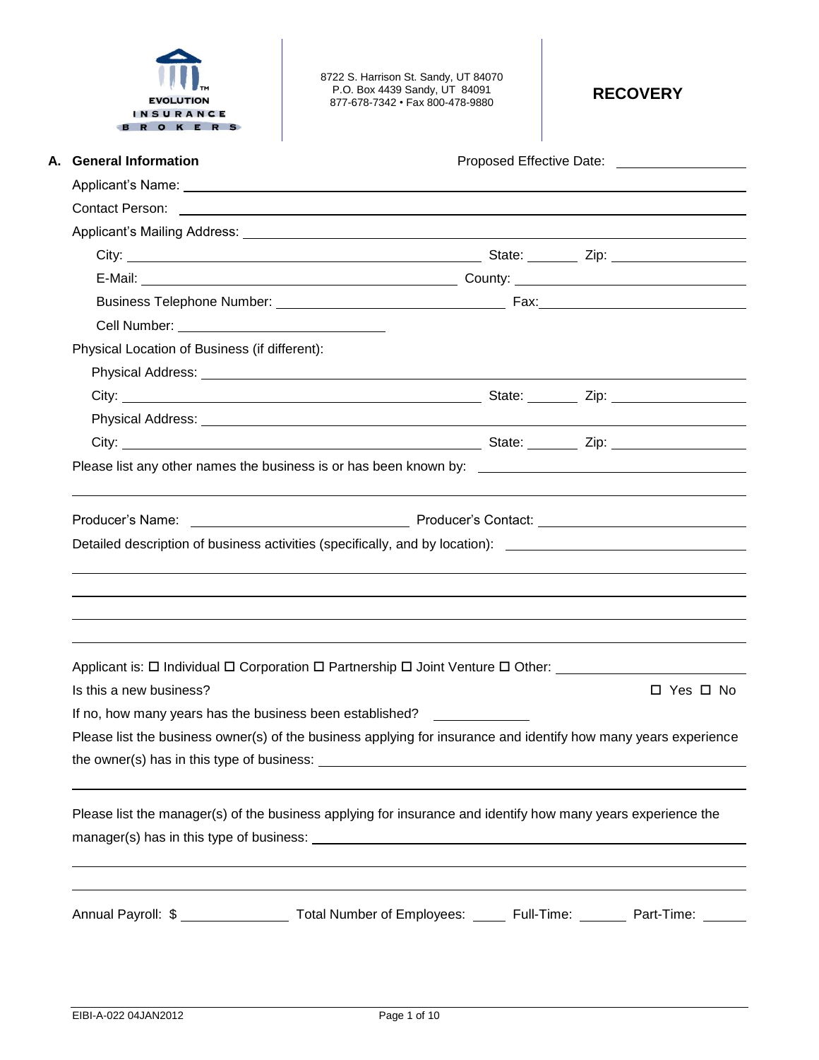EVOLUTION INSURANCE BROKERS

8722 S. Harrison St. Sandy, UT 84070
P.O. Box 4439 Sandy, UT 84091
877-678-7342 • Fax 800-478-9880

# RECOVERY

## A. General Information

Proposed Effective Date: ______________

Applicant's Name: ______________________________________________

Contact Person: ______________________________________________

Applicant's Mailing Address: ______________________________________________

City: ______________________ State: ________ Zip: ______________

E-Mail: ______________________ County: ______________________

Business Telephone Number: ______________________ Fax: ______________________

Cell Number: ______________________

Physical Location of Business (if different):

Physical Address: ______________________________________________

City: ______________________ State: ________ Zip: ______________

Physical Address: ______________________________________________

City: ______________________ State: ________ Zip: ______________

Please list any other names the business is or has been known by: ______________________

______________________________________________

Producer's Name: ______________________ Producer's Contact: ______________________

Detailed description of business activities (specifically, and by location): ______________________

______________________________________________

______________________________________________

______________________________________________

______________________________________________

Applicant is: ☐ Individual ☐ Corporation ☐ Partnership ☐ Joint Venture ☐ Other: ______________

Is this a new business? ☐ Yes ☐ No

If no, how many years has the business been established? ______________

Please list the business owner(s) of the business applying for insurance and identify how many years experience the owner(s) has in this type of business: ______________________________________________

______________________________________________

Please list the manager(s) of the business applying for insurance and identify how many years experience the manager(s) has in this type of business: ______________________________________________

______________________________________________

______________________________________________

Annual Payroll: $ ______________ Total Number of Employees: ______ Full-Time: ______ Part-Time: ______

EIBI-A-022 04JAN2012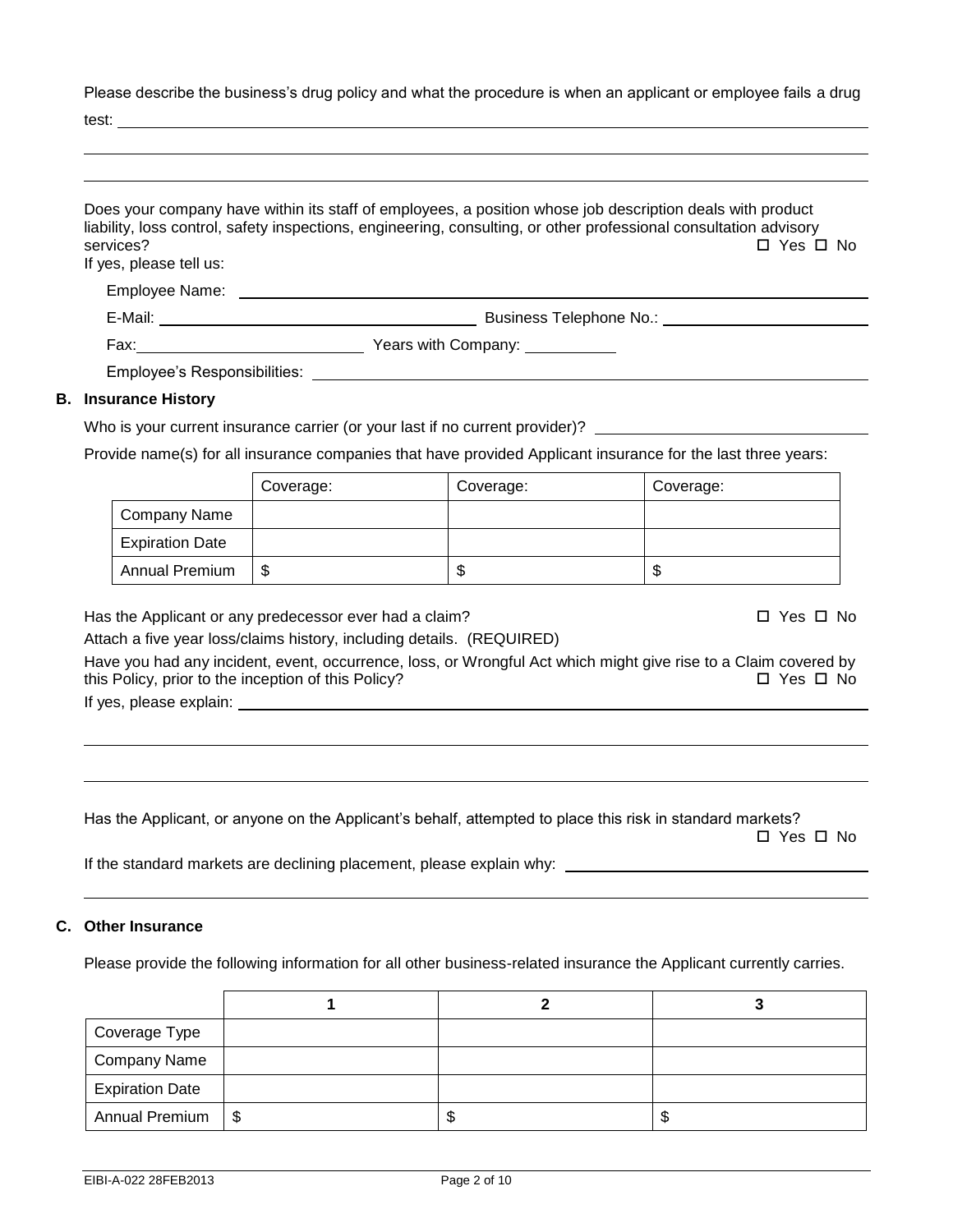Please describe the business's drug policy and what the procedure is when an applicant or employee fails a drug test: ____________________________________________

____________________________________________

____________________________________________

Does your company have within its staff of employees, a position whose job description deals with product liability, loss control, safety inspections, engineering, consulting, or other professional consultation advisory services? ☐ Yes ☐ No

If yes, please tell us:

Employee Name: ____________________________________________

E-Mail: ____________________ Business Telephone No.: ____________________

Fax: ____________________ Years with Company: __________

Employee's Responsibilities: ____________________________________________

## B. Insurance History

Who is your current insurance carrier (or your last if no current provider)? ____________________

Provide name(s) for all insurance companies that have provided Applicant insurance for the last three years:

| | Coverage: | Coverage: | Coverage: |
|---|---|---|---|
| Company Name | | | |
| Expiration Date | | | |
| Annual Premium | $ | $ | $ |

Has the Applicant or any predecessor ever had a claim? ☐ Yes ☐ No

Attach a five year loss/claims history, including details. (REQUIRED)

Have you had any incident, event, occurrence, loss, or Wrongful Act which might give rise to a Claim covered by this Policy, prior to the inception of this Policy? ☐ Yes ☐ No

If yes, please explain: ____________________________________________

____________________________________________

____________________________________________

Has the Applicant, or anyone on the Applicant's behalf, attempted to place this risk in standard markets? ☐ Yes ☐ No

If the standard markets are declining placement, please explain why: ____________________

____________________________________________

## C. Other Insurance

Please provide the following information for all other business-related insurance the Applicant currently carries.

| | 1 | 2 | 3 |
|---|---|---|---|
| Coverage Type | | | |
| Company Name | | | |
| Expiration Date | | | |
| Annual Premium | $ | $ | $ |

EIBI-A-022 28FEB2013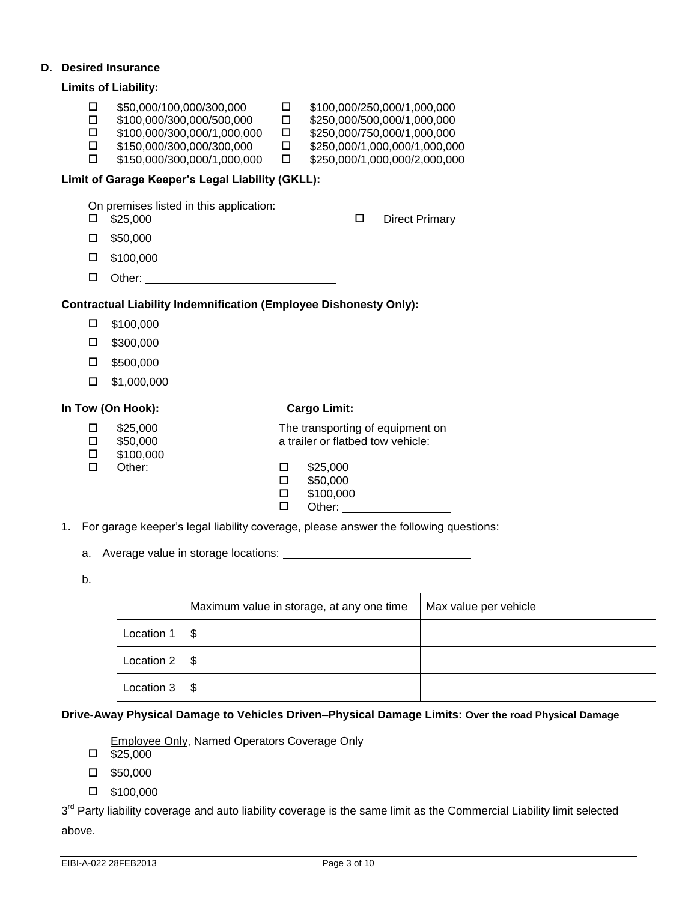## D. Desired Insurance

**Limits of Liability:**

- ☐ $50,000/100,000/300,000
- ☐ $100,000/300,000/500,000
- ☐ $100,000/300,000/1,000,000
- ☐ $150,000/300,000/300,000
- ☐ $150,000/300,000/1,000,000
- ☐ $100,000/250,000/1,000,000
- ☐ $250,000/500,000/1,000,000
- ☐ $250,000/750,000/1,000,000
- ☐ $250,000/1,000,000/1,000,000
- ☐ $250,000/1,000,000/2,000,000

**Limit of Garage Keeper's Legal Liability (GKLL):**

On premises listed in this application:

- ☐ $25,000
- ☐ $50,000
- ☐ $100,000
- ☐ Other: ____________________

☐ Direct Primary

**Contractual Liability Indemnification (Employee Dishonesty Only):**

- ☐ $100,000
- ☐ $300,000
- ☐ $500,000
- ☐ $1,000,000

**In Tow (On Hook):**

- ☐ $25,000
- ☐ $50,000
- ☐ $100,000
- ☐ Other: ____________

**Cargo Limit:**

The transporting of equipment on a trailer or flatbed tow vehicle:

- ☐ $25,000
- ☐ $50,000
- ☐ $100,000
- ☐ Other: ____________

1. For garage keeper's legal liability coverage, please answer the following questions:

   a. Average value in storage locations: ____________________

   b.

| | Maximum value in storage, at any one time | Max value per vehicle |
|---|---|---|
| Location 1 | $ | |
| Location 2 | $ | |
| Location 3 | $ | |

**Drive-Away Physical Damage to Vehicles Driven–Physical Damage Limits: Over the road Physical Damage**

Employee Only, Named Operators Coverage Only

- ☐ $25,000
- ☐ $50,000
- ☐ $100,000

3rd Party liability coverage and auto liability coverage is the same limit as the Commercial Liability limit selected above.

EIBI-A-022 28FEB2013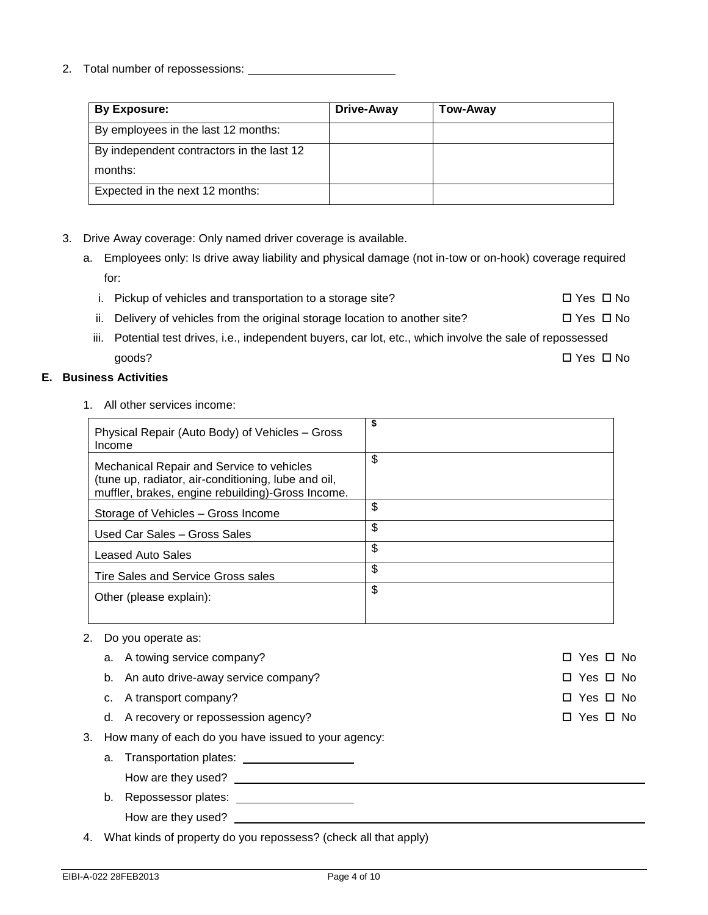2. Total number of repossessions: ______________________

| By Exposure: | Drive-Away | Tow-Away |
|---|---|---|
| By employees in the last 12 months: | | |
| By independent contractors in the last 12 months: | | |
| Expected in the next 12 months: | | |

3. Drive Away coverage: Only named driver coverage is available.
   a. Employees only: Is drive away liability and physical damage (not in-tow or on-hook) coverage required for:
      i. Pickup of vehicles and transportation to a storage site? ☐ Yes ☐ No
      ii. Delivery of vehicles from the original storage location to another site? ☐ Yes ☐ No
      iii. Potential test drives, i.e., independent buyers, car lot, etc., which involve the sale of repossessed goods? ☐ Yes ☐ No

## E. Business Activities

1. All other services income:

| | |
|---|---|
| Physical Repair (Auto Body) of Vehicles – Gross Income | $ |
| Mechanical Repair and Service to vehicles (tune up, radiator, air-conditioning, lube and oil, muffler, brakes, engine rebuilding)-Gross Income. | $ |
| Storage of Vehicles – Gross Income | $ |
| Used Car Sales – Gross Sales | $ |
| Leased Auto Sales | $ |
| Tire Sales and Service Gross sales | $ |
| Other (please explain): | $ |

2. Do you operate as:
   a. A towing service company? ☐ Yes ☐ No
   b. An auto drive-away service company? ☐ Yes ☐ No
   c. A transport company? ☐ Yes ☐ No
   d. A recovery or repossession agency? ☐ Yes ☐ No
3. How many of each do you have issued to your agency:
   a. Transportation plates: ________________
      How are they used? ______________________________________________
   b. Repossessor plates: ________________
      How are they used? ______________________________________________
4. What kinds of property do you repossess? (check all that apply)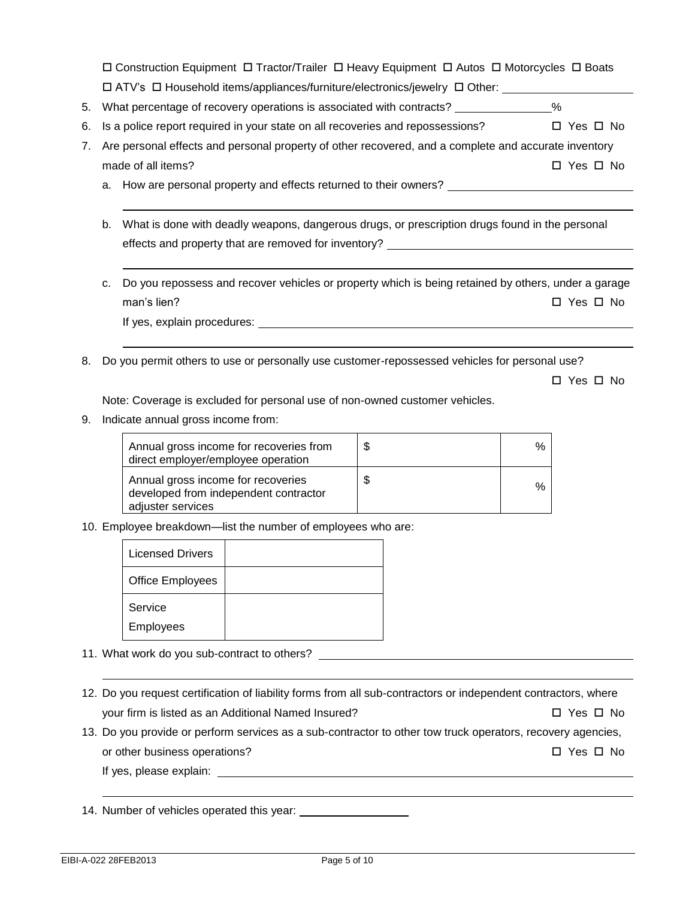☐ Construction Equipment ☐ Tractor/Trailer ☐ Heavy Equipment ☐ Autos ☐ Motorcycles ☐ Boats
☐ ATV's ☐ Household items/appliances/furniture/electronics/jewelry ☐ Other: ____________________

5. What percentage of recovery operations is associated with contracts? ______________%
6. Is a police report required in your state on all recoveries and repossessions? ☐ Yes ☐ No
7. Are personal effects and personal property of other recovered, and a complete and accurate inventory made of all items? ☐ Yes ☐ No
   a. How are personal property and effects returned to their owners? ____________________
   b. What is done with deadly weapons, dangerous drugs, or prescription drugs found in the personal effects and property that are removed for inventory? ____________________
   c. Do you repossess and recover vehicles or property which is being retained by others, under a garage man's lien? ☐ Yes ☐ No
      If yes, explain procedures: ____________________
8. Do you permit others to use or personally use customer-repossessed vehicles for personal use? ☐ Yes ☐ No

   Note: Coverage is excluded for personal use of non-owned customer vehicles.
9. Indicate annual gross income from:

| | | |
|---|---|---|
| Annual gross income for recoveries from direct employer/employee operation | $ | % |
| Annual gross income for recoveries developed from independent contractor adjuster services | $ | % |

10. Employee breakdown—list the number of employees who are:

| | |
|---|---|
| Licensed Drivers | |
| Office Employees | |
| Service Employees | |

11. What work do you sub-contract to others? ____________________
12. Do you request certification of liability forms from all sub-contractors or independent contractors, where your firm is listed as an Additional Named Insured? ☐ Yes ☐ No
13. Do you provide or perform services as a sub-contractor to other tow truck operators, recovery agencies, or other business operations? ☐ Yes ☐ No
    If yes, please explain: ____________________
14. Number of vehicles operated this year: ______________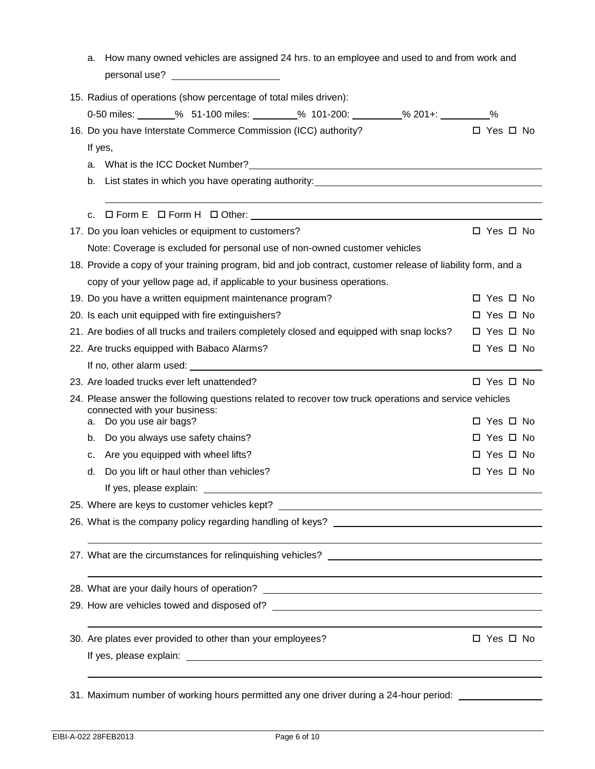a. How many owned vehicles are assigned 24 hrs. to an employee and used to and from work and personal use? ____________________

15. Radius of operations (show percentage of total miles driven):

    0-50 miles: _______% 51-100 miles: ________% 101-200: _________% 201+: _________%

16. Do you have Interstate Commerce Commission (ICC) authority? ☐ Yes ☐ No

    If yes,

    a. What is the ICC Docket Number? ____________________

    b. List states in which you have operating authority: ____________________

    c. ☐ Form E ☐ Form H ☐ Other: ____________________

17. Do you loan vehicles or equipment to customers? ☐ Yes ☐ No

    Note: Coverage is excluded for personal use of non-owned customer vehicles

18. Provide a copy of your training program, bid and job contract, customer release of liability form, and a copy of your yellow page ad, if applicable to your business operations.

19. Do you have a written equipment maintenance program? ☐ Yes ☐ No

20. Is each unit equipped with fire extinguishers? ☐ Yes ☐ No

21. Are bodies of all trucks and trailers completely closed and equipped with snap locks? ☐ Yes ☐ No

22. Are trucks equipped with Babaco Alarms? ☐ Yes ☐ No

    If no, other alarm used: ____________________

23. Are loaded trucks ever left unattended? ☐ Yes ☐ No

24. Please answer the following questions related to recover tow truck operations and service vehicles connected with your business:

    a. Do you use air bags? ☐ Yes ☐ No

    b. Do you always use safety chains? ☐ Yes ☐ No

    c. Are you equipped with wheel lifts? ☐ Yes ☐ No

    d. Do you lift or haul other than vehicles? ☐ Yes ☐ No

       If yes, please explain: ____________________

25. Where are keys to customer vehicles kept? ____________________

26. What is the company policy regarding handling of keys? ____________________

27. What are the circumstances for relinquishing vehicles? ____________________

28. What are your daily hours of operation? ____________________

29. How are vehicles towed and disposed of? ____________________

30. Are plates ever provided to other than your employees? ☐ Yes ☐ No

    If yes, please explain: ____________________

31. Maximum number of working hours permitted any one driver during a 24-hour period: ______________

EIBI-A-022 28FEB2013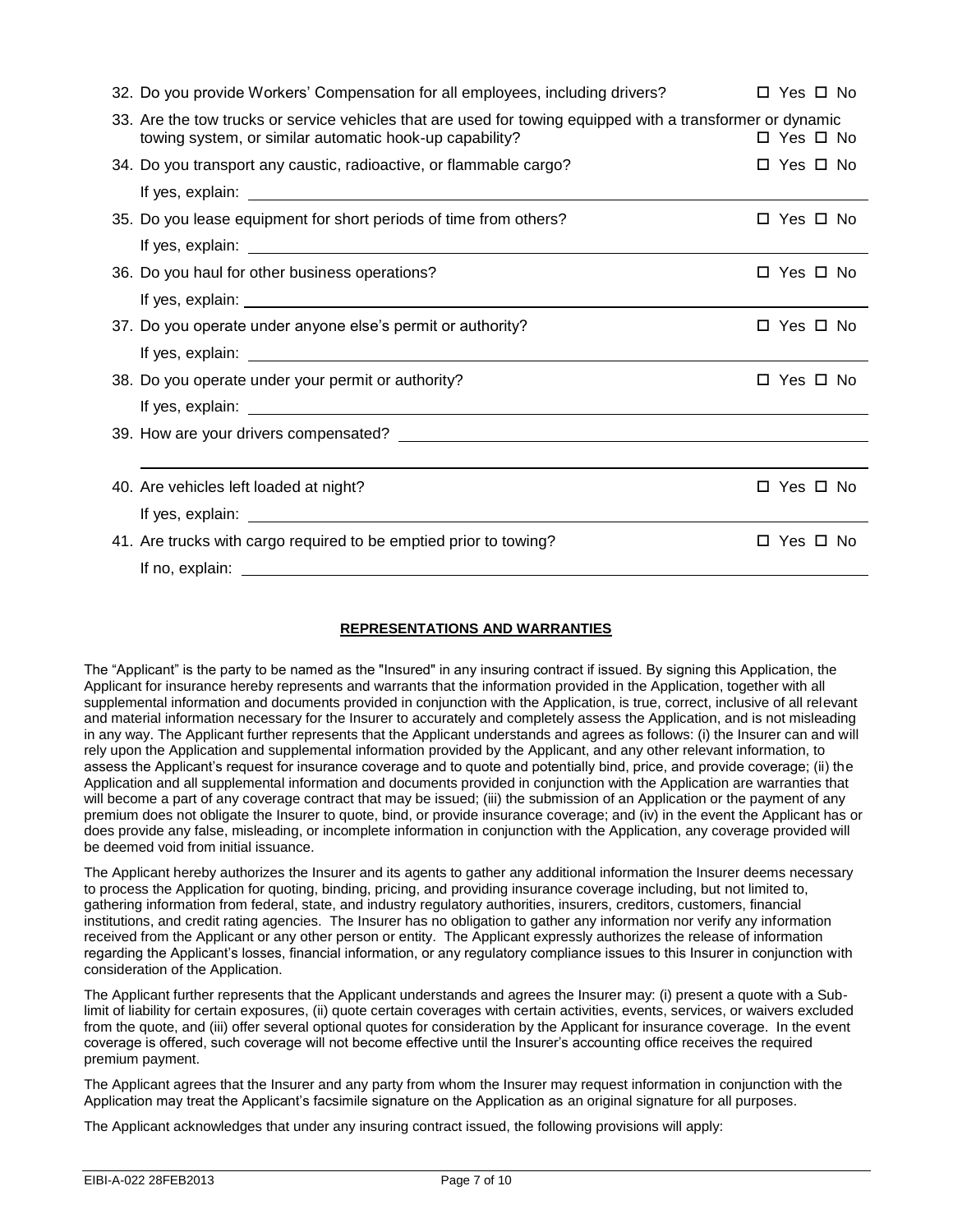32. Do you provide Workers' Compensation for all employees, including drivers? ☐ Yes ☐ No

33. Are the tow trucks or service vehicles that are used for towing equipped with a transformer or dynamic towing system, or similar automatic hook-up capability? ☐ Yes ☐ No

34. Do you transport any caustic, radioactive, or flammable cargo? ☐ Yes ☐ No

    If yes, explain: ______________________________

35. Do you lease equipment for short periods of time from others? ☐ Yes ☐ No

    If yes, explain: ______________________________

36. Do you haul for other business operations? ☐ Yes ☐ No

    If yes, explain: ______________________________

37. Do you operate under anyone else's permit or authority? ☐ Yes ☐ No

    If yes, explain: ______________________________

38. Do you operate under your permit or authority? ☐ Yes ☐ No

    If yes, explain: ______________________________

39. How are your drivers compensated? ______________________________

    ______________________________

40. Are vehicles left loaded at night? ☐ Yes ☐ No

    If yes, explain: ______________________________

41. Are trucks with cargo required to be emptied prior to towing? ☐ Yes ☐ No

    If no, explain: ______________________________

## REPRESENTATIONS AND WARRANTIES

The "Applicant" is the party to be named as the "Insured" in any insuring contract if issued. By signing this Application, the Applicant for insurance hereby represents and warrants that the information provided in the Application, together with all supplemental information and documents provided in conjunction with the Application, is true, correct, inclusive of all relevant and material information necessary for the Insurer to accurately and completely assess the Application, and is not misleading in any way. The Applicant further represents that the Applicant understands and agrees as follows: (i) the Insurer can and will rely upon the Application and supplemental information provided by the Applicant, and any other relevant information, to assess the Applicant's request for insurance coverage and to quote and potentially bind, price, and provide coverage; (ii) the Application and all supplemental information and documents provided in conjunction with the Application are warranties that will become a part of any coverage contract that may be issued; (iii) the submission of an Application or the payment of any premium does not obligate the Insurer to quote, bind, or provide insurance coverage; and (iv) in the event the Applicant has or does provide any false, misleading, or incomplete information in conjunction with the Application, any coverage provided will be deemed void from initial issuance.

The Applicant hereby authorizes the Insurer and its agents to gather any additional information the Insurer deems necessary to process the Application for quoting, binding, pricing, and providing insurance coverage including, but not limited to, gathering information from federal, state, and industry regulatory authorities, insurers, creditors, customers, financial institutions, and credit rating agencies. The Insurer has no obligation to gather any information nor verify any information received from the Applicant or any other person or entity. The Applicant expressly authorizes the release of information regarding the Applicant's losses, financial information, or any regulatory compliance issues to this Insurer in conjunction with consideration of the Application.

The Applicant further represents that the Applicant understands and agrees the Insurer may: (i) present a quote with a Sub-limit of liability for certain exposures, (ii) quote certain coverages with certain activities, events, services, or waivers excluded from the quote, and (iii) offer several optional quotes for consideration by the Applicant for insurance coverage. In the event coverage is offered, such coverage will not become effective until the Insurer's accounting office receives the required premium payment.

The Applicant agrees that the Insurer and any party from whom the Insurer may request information in conjunction with the Application may treat the Applicant's facsimile signature on the Application as an original signature for all purposes.

The Applicant acknowledges that under any insuring contract issued, the following provisions will apply: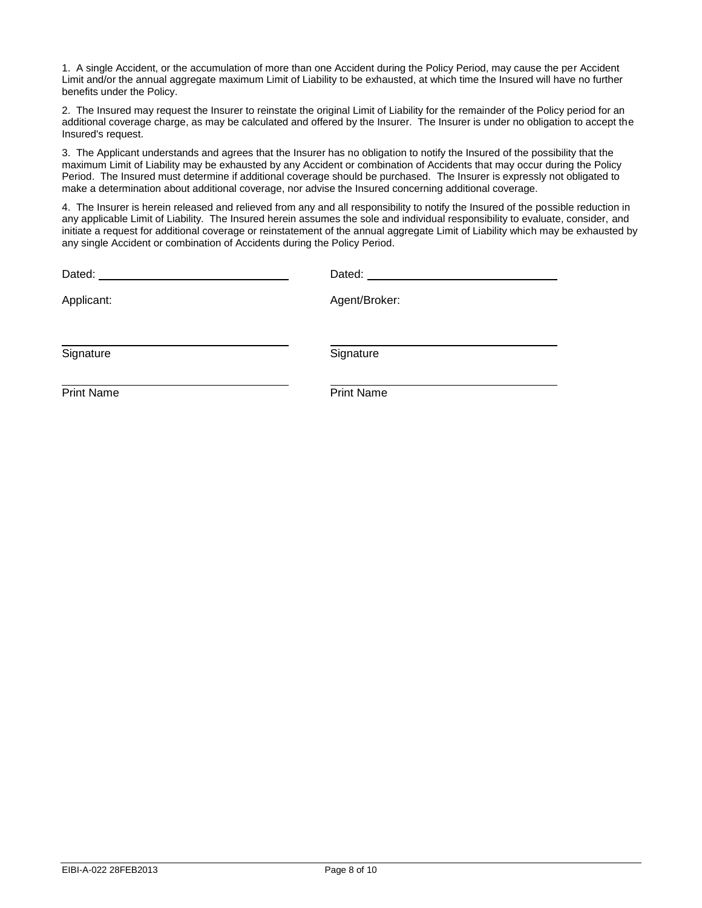1. A single Accident, or the accumulation of more than one Accident during the Policy Period, may cause the per Accident Limit and/or the annual aggregate maximum Limit of Liability to be exhausted, at which time the Insured will have no further benefits under the Policy.

2. The Insured may request the Insurer to reinstate the original Limit of Liability for the remainder of the Policy period for an additional coverage charge, as may be calculated and offered by the Insurer. The Insurer is under no obligation to accept the Insured's request.

3. The Applicant understands and agrees that the Insurer has no obligation to notify the Insured of the possibility that the maximum Limit of Liability may be exhausted by any Accident or combination of Accidents that may occur during the Policy Period. The Insured must determine if additional coverage should be purchased. The Insurer is expressly not obligated to make a determination about additional coverage, nor advise the Insured concerning additional coverage.

4. The Insurer is herein released and relieved from any and all responsibility to notify the Insured of the possible reduction in any applicable Limit of Liability. The Insured herein assumes the sole and individual responsibility to evaluate, consider, and initiate a request for additional coverage or reinstatement of the annual aggregate Limit of Liability which may be exhausted by any single Accident or combination of Accidents during the Policy Period.

| | |
|---|---|
| Dated: ______________________ | Dated: ______________________ |
| Applicant: | Agent/Broker: |
| ______________________ | ______________________ |
| Signature | Signature |
| ______________________ | ______________________ |
| Print Name | Print Name |

EIBI-A-022 28FEB2013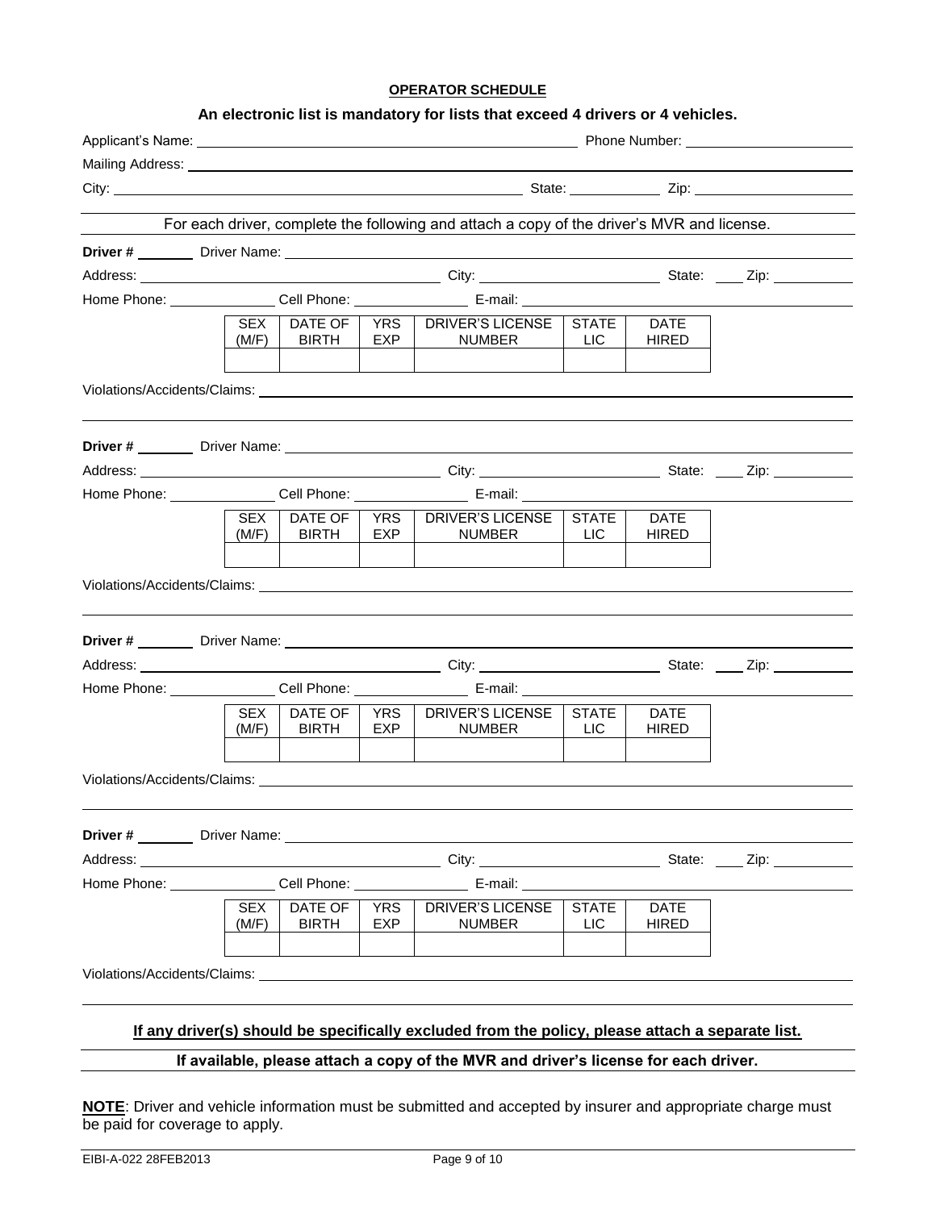## OPERATOR SCHEDULE

**An electronic list is mandatory for lists that exceed 4 drivers or 4 vehicles.**

Applicant's Name: ______________________ Phone Number: ______________

Mailing Address: ______________________

City: ______________________ State: __________ Zip: ______________

For each driver, complete the following and attach a copy of the driver's MVR and license.

**Driver #** ______ Driver Name: ______________________

Address: ______________________ City: ______________ State: ____ Zip: ________

Home Phone: ____________ Cell Phone: ____________ E-mail: ______________

| SEX (M/F) | DATE OF BIRTH | YRS EXP | DRIVER'S LICENSE NUMBER | STATE LIC | DATE HIRED |
|---|---|---|---|---|---|
| | | | | | |

Violations/Accidents/Claims: ______________________

**Driver #** ______ Driver Name: ______________________

Address: ______________________ City: ______________ State: ____ Zip: ________

Home Phone: ____________ Cell Phone: ____________ E-mail: ______________

| SEX (M/F) | DATE OF BIRTH | YRS EXP | DRIVER'S LICENSE NUMBER | STATE LIC | DATE HIRED |
|---|---|---|---|---|---|
| | | | | | |

Violations/Accidents/Claims: ______________________

**Driver #** ______ Driver Name: ______________________

Address: ______________________ City: ______________ State: ____ Zip: ________

Home Phone: ____________ Cell Phone: ____________ E-mail: ______________

| SEX (M/F) | DATE OF BIRTH | YRS EXP | DRIVER'S LICENSE NUMBER | STATE LIC | DATE HIRED |
|---|---|---|---|---|---|
| | | | | | |

Violations/Accidents/Claims: ______________________

**Driver #** ______ Driver Name: ______________________

Address: ______________________ City: ______________ State: ____ Zip: ________

Home Phone: ____________ Cell Phone: ____________ E-mail: ______________

| SEX (M/F) | DATE OF BIRTH | YRS EXP | DRIVER'S LICENSE NUMBER | STATE LIC | DATE HIRED |
|---|---|---|---|---|---|
| | | | | | |

Violations/Accidents/Claims: ______________________

**If any driver(s) should be specifically excluded from the policy, please attach a separate list.**

**If available, please attach a copy of the MVR and driver's license for each driver.**

**NOTE**: Driver and vehicle information must be submitted and accepted by insurer and appropriate charge must be paid for coverage to apply.

EIBI-A-022 28FEB2013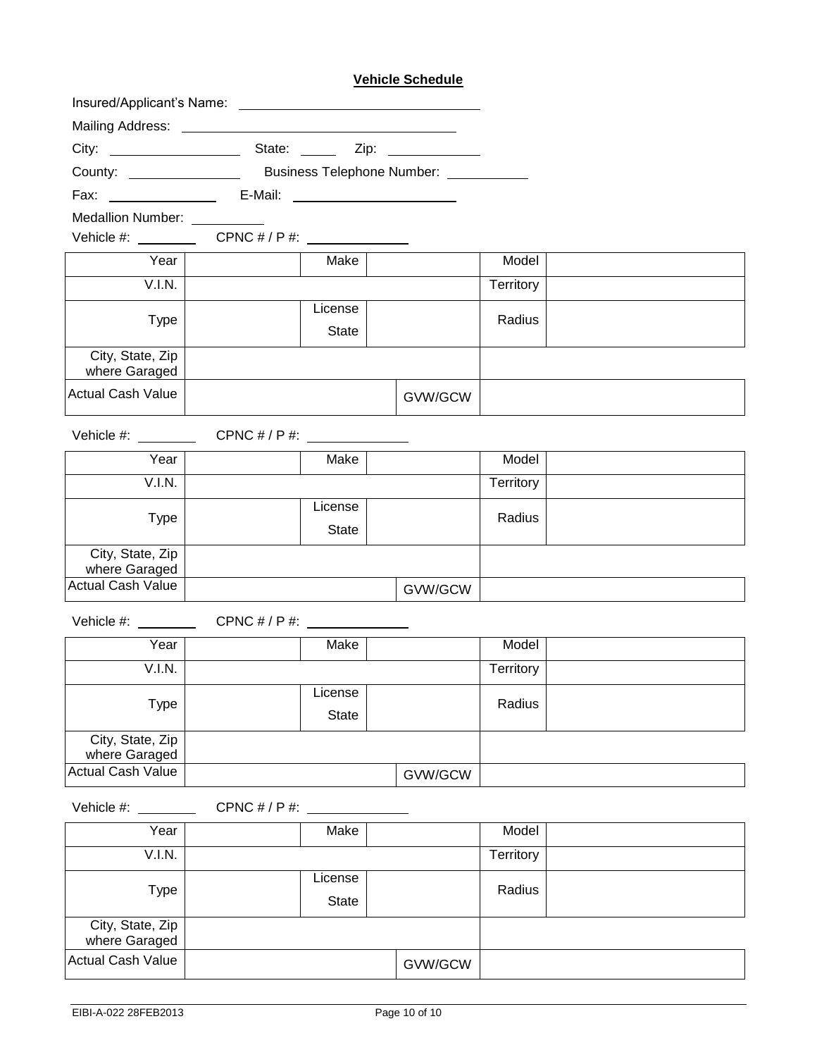**Vehicle Schedule**

Insured/Applicant's Name: ______________________________

Mailing Address: ______________________________

City: ________________ State: _____ Zip: ____________

County: ______________ Business Telephone Number: ___________

Fax: ______________ E-Mail: ______________________

Medallion Number: __________

Vehicle #: ________ CPNC # / P #: _____________

| | | | | | |
|---|---|---|---|---|---|
| Year | | Make | | Model | |
| V.I.N. | | | | Territory | |
| Type | | License State | | Radius | |
| City, State, Zip where Garaged | | | | | |
| Actual Cash Value | | | GVW/GCW | | |

Vehicle #: ________ CPNC # / P #: _____________

| | | | | | |
|---|---|---|---|---|---|
| Year | | Make | | Model | |
| V.I.N. | | | | Territory | |
| Type | | License State | | Radius | |
| City, State, Zip where Garaged | | | | | |
| Actual Cash Value | | | GVW/GCW | | |

Vehicle #: ________ CPNC # / P #: _____________

| | | | | | |
|---|---|---|---|---|---|
| Year | | Make | | Model | |
| V.I.N. | | | | Territory | |
| Type | | License State | | Radius | |
| City, State, Zip where Garaged | | | | | |
| Actual Cash Value | | | GVW/GCW | | |

Vehicle #: ________ CPNC # / P #: _____________

| | | | | | |
|---|---|---|---|---|---|
| Year | | Make | | Model | |
| V.I.N. | | | | Territory | |
| Type | | License State | | Radius | |
| City, State, Zip where Garaged | | | | | |
| Actual Cash Value | | | GVW/GCW | | |

EIBI-A-022 28FEB2013